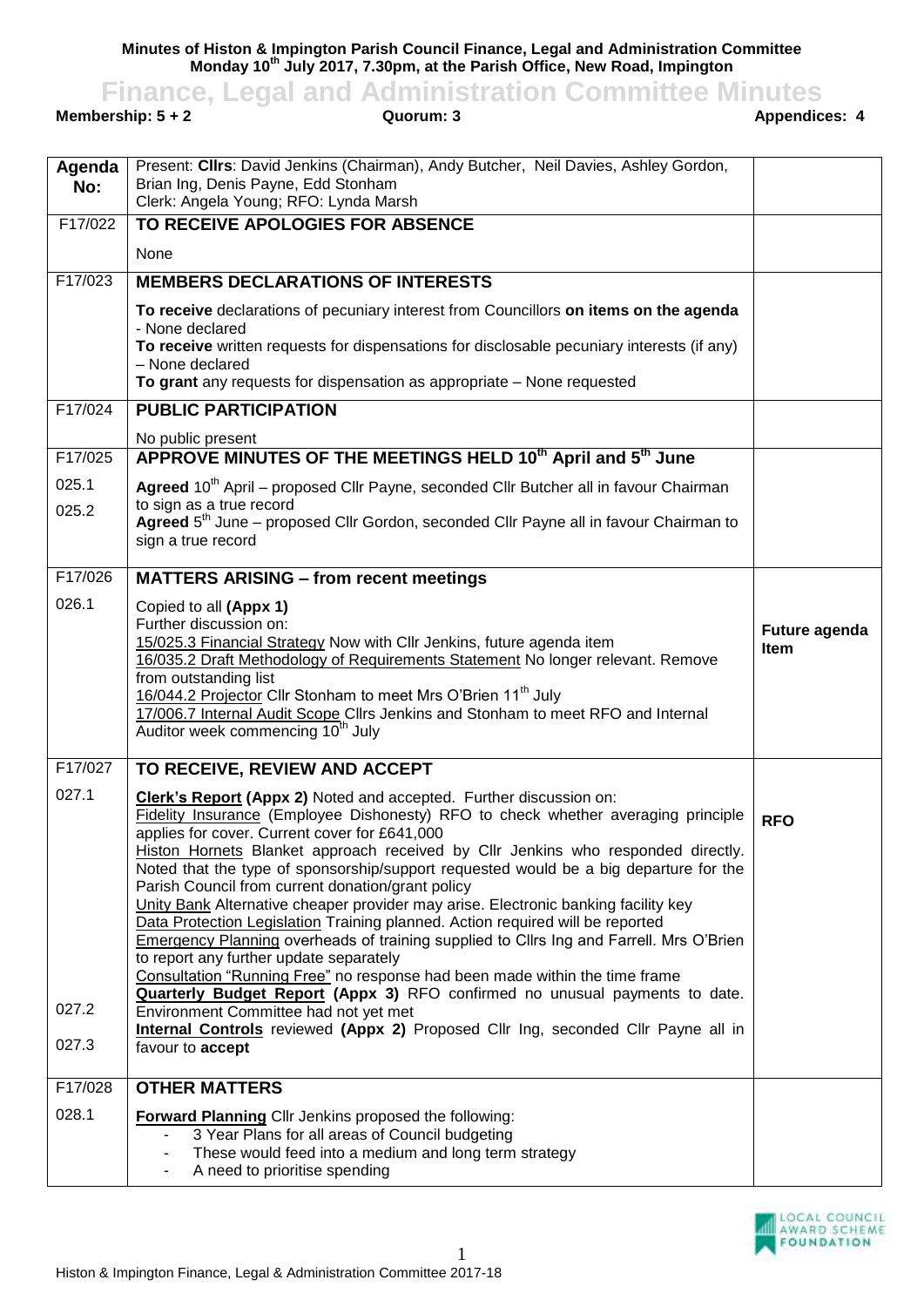**Minutes of Histon & Impington Parish Council Finance, Legal and Administration Committee**
**Monday 10th July 2017, 7.30pm, at the Parish Office, New Road, Impington**

# Finance, Legal and Administration Committee Minutes

**Membership: 5 + 2** **Quorum: 3** **Appendices: 4**

| Agenda No: | Present: **Cllrs**: David Jenkins (Chairman), Andy Butcher, Neil Davies, Ashley Gordon, Brian Ing, Denis Payne, Edd Stonham<br>Clerk: Angela Young; RFO: Lynda Marsh | |
|---|---|---|
| F17/022 | **TO RECEIVE APOLOGIES FOR ABSENCE**<br><br>None | |
| F17/023 | **MEMBERS DECLARATIONS OF INTERESTS**<br><br>**To receive** declarations of pecuniary interest from Councillors **on items on the agenda** - None declared<br>**To receive** written requests for dispensations for disclosable pecuniary interests (if any) – None declared<br>**To grant** any requests for dispensation as appropriate – None requested | |
| F17/024 | **PUBLIC PARTICIPATION**<br><br>No public present | |
| F17/025 | **APPROVE MINUTES OF THE MEETINGS HELD 10th April and 5th June** | |
| 025.1<br>025.2 | **Agreed** 10th April – proposed Cllr Payne, seconded Cllr Butcher all in favour Chairman to sign as a true record<br>**Agreed** 5th June – proposed Cllr Gordon, seconded Cllr Payne all in favour Chairman to sign a true record | |
| F17/026 | **MATTERS ARISING – from recent meetings** | |
| 026.1 | Copied to all **(Appx 1)**<br>Further discussion on:<br>15/025.3 Financial Strategy Now with Cllr Jenkins, future agenda item<br>16/035.2 Draft Methodology of Requirements Statement No longer relevant. Remove from outstanding list<br>16/044.2 Projector Cllr Stonham to meet Mrs O'Brien 11th July<br>17/006.7 Internal Audit Scope Cllrs Jenkins and Stonham to meet RFO and Internal Auditor week commencing 10th July | **Future agenda Item** |
| F17/027 | **TO RECEIVE, REVIEW AND ACCEPT** | |
| 027.1<br><br><br><br><br><br><br><br><br><br><br><br><br><br>027.2<br><br>027.3 | **Clerk's Report (Appx 2)** Noted and accepted. Further discussion on:<br>Fidelity Insurance (Employee Dishonesty) RFO to check whether averaging principle applies for cover. Current cover for £641,000<br>Histon Hornets Blanket approach received by Cllr Jenkins who responded directly. Noted that the type of sponsorship/support requested would be a big departure for the Parish Council from current donation/grant policy<br>Unity Bank Alternative cheaper provider may arise. Electronic banking facility key<br>Data Protection Legislation Training planned. Action required will be reported<br>Emergency Planning overheads of training supplied to Cllrs Ing and Farrell. Mrs O'Brien to report any further update separately<br>Consultation "Running Free" no response had been made within the time frame<br>**Quarterly Budget Report (Appx 3)** RFO confirmed no unusual payments to date. Environment Committee had not yet met<br>**Internal Controls** reviewed **(Appx 2)** Proposed Cllr Ing, seconded Cllr Payne all in favour to **accept** | **RFO** |
| F17/028 | **OTHER MATTERS** | |
| 028.1 | **Forward Planning** Cllr Jenkins proposed the following:<br>- 3 Year Plans for all areas of Council budgeting<br>- These would feed into a medium and long term strategy<br>- A need to prioritise spending | |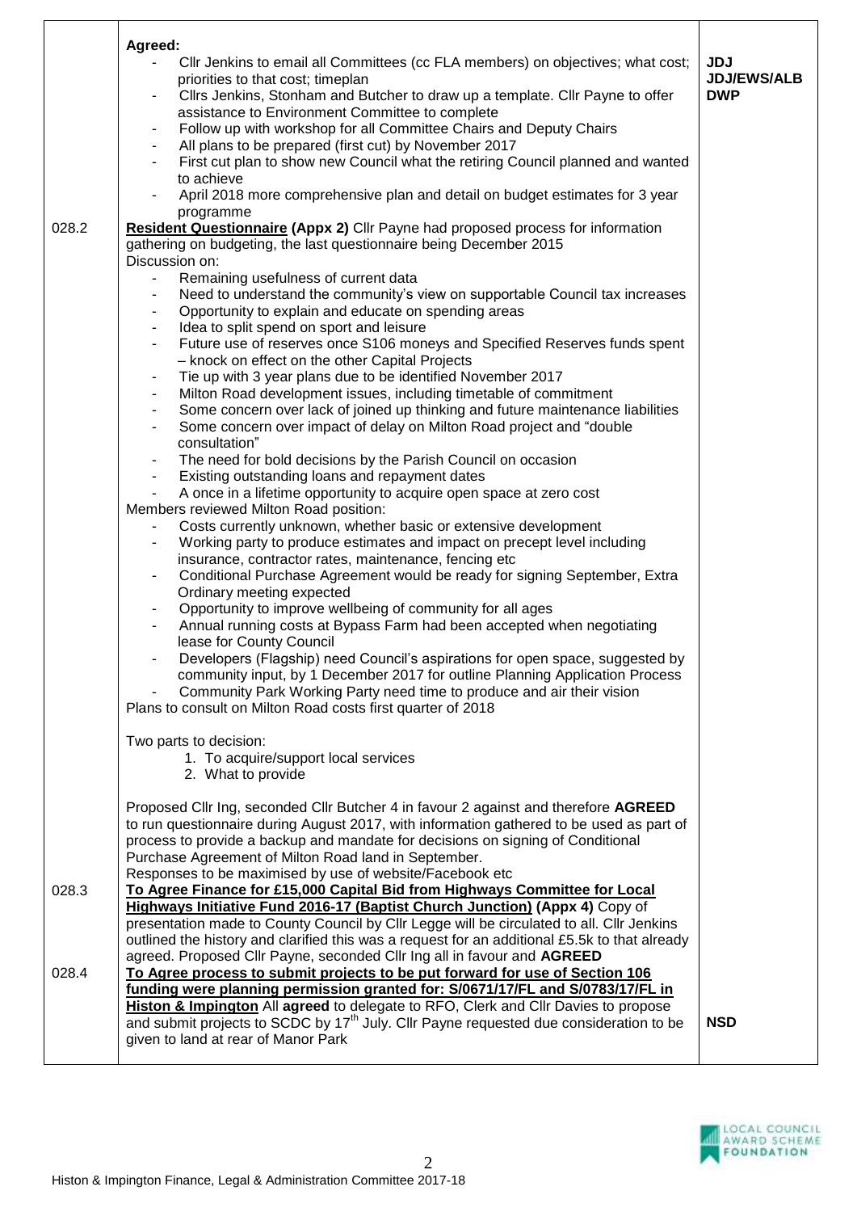| | | |
|---|---|---|
| | **Agreed:**<br>- Cllr Jenkins to email all Committees (cc FLA members) on objectives; what cost; priorities to that cost; timeplan<br>- Cllrs Jenkins, Stonham and Butcher to draw up a template. Cllr Payne to offer assistance to Environment Committee to complete<br>- Follow up with workshop for all Committee Chairs and Deputy Chairs<br>- All plans to be prepared (first cut) by November 2017<br>- First cut plan to show new Council what the retiring Council planned and wanted to achieve<br>- April 2018 more comprehensive plan and detail on budget estimates for 3 year programme | **JDJ**<br>**JDJ/EWS/ALB**<br>**DWP** |
| 028.2 | **Resident Questionnaire (Appx 2)** Cllr Payne had proposed process for information gathering on budgeting, the last questionnaire being December 2015<br>Discussion on:<br>- Remaining usefulness of current data<br>- Need to understand the community's view on supportable Council tax increases<br>- Opportunity to explain and educate on spending areas<br>- Idea to split spend on sport and leisure<br>- Future use of reserves once S106 moneys and Specified Reserves funds spent – knock on effect on the other Capital Projects<br>- Tie up with 3 year plans due to be identified November 2017<br>- Milton Road development issues, including timetable of commitment<br>- Some concern over lack of joined up thinking and future maintenance liabilities<br>- Some concern over impact of delay on Milton Road project and "double consultation"<br>- The need for bold decisions by the Parish Council on occasion<br>- Existing outstanding loans and repayment dates<br>- A once in a lifetime opportunity to acquire open space at zero cost<br>Members reviewed Milton Road position:<br>- Costs currently unknown, whether basic or extensive development<br>- Working party to produce estimates and impact on precept level including insurance, contractor rates, maintenance, fencing etc<br>- Conditional Purchase Agreement would be ready for signing September, Extra Ordinary meeting expected<br>- Opportunity to improve wellbeing of community for all ages<br>- Annual running costs at Bypass Farm had been accepted when negotiating lease for County Council<br>- Developers (Flagship) need Council's aspirations for open space, suggested by community input, by 1 December 2017 for outline Planning Application Process<br>- Community Park Working Party need time to produce and air their vision<br>Plans to consult on Milton Road costs first quarter of 2018<br><br>Two parts to decision:<br>1. To acquire/support local services<br>2. What to provide<br><br>Proposed Cllr Ing, seconded Cllr Butcher 4 in favour 2 against and therefore **AGREED** to run questionnaire during August 2017, with information gathered to be used as part of process to provide a backup and mandate for decisions on signing of Conditional Purchase Agreement of Milton Road land in September.<br>Responses to be maximised by use of website/Facebook etc | |
| 028.3 | **To Agree Finance for £15,000 Capital Bid from Highways Committee for Local Highways Initiative Fund 2016-17 (Baptist Church Junction) (Appx 4)** Copy of presentation made to County Council by Cllr Legge will be circulated to all. Cllr Jenkins outlined the history and clarified this was a request for an additional £5.5k to that already agreed. Proposed Cllr Payne, seconded Cllr Ing all in favour and **AGREED** | |
| 028.4 | **To Agree process to submit projects to be put forward for use of Section 106 funding were planning permission granted for: S/0671/17/FL and S/0783/17/FL in Histon & Impington** All **agreed** to delegate to RFO, Clerk and Cllr Davies to propose and submit projects to SCDC by 17th July. Cllr Payne requested due consideration to be given to land at rear of Manor Park | **NSD** |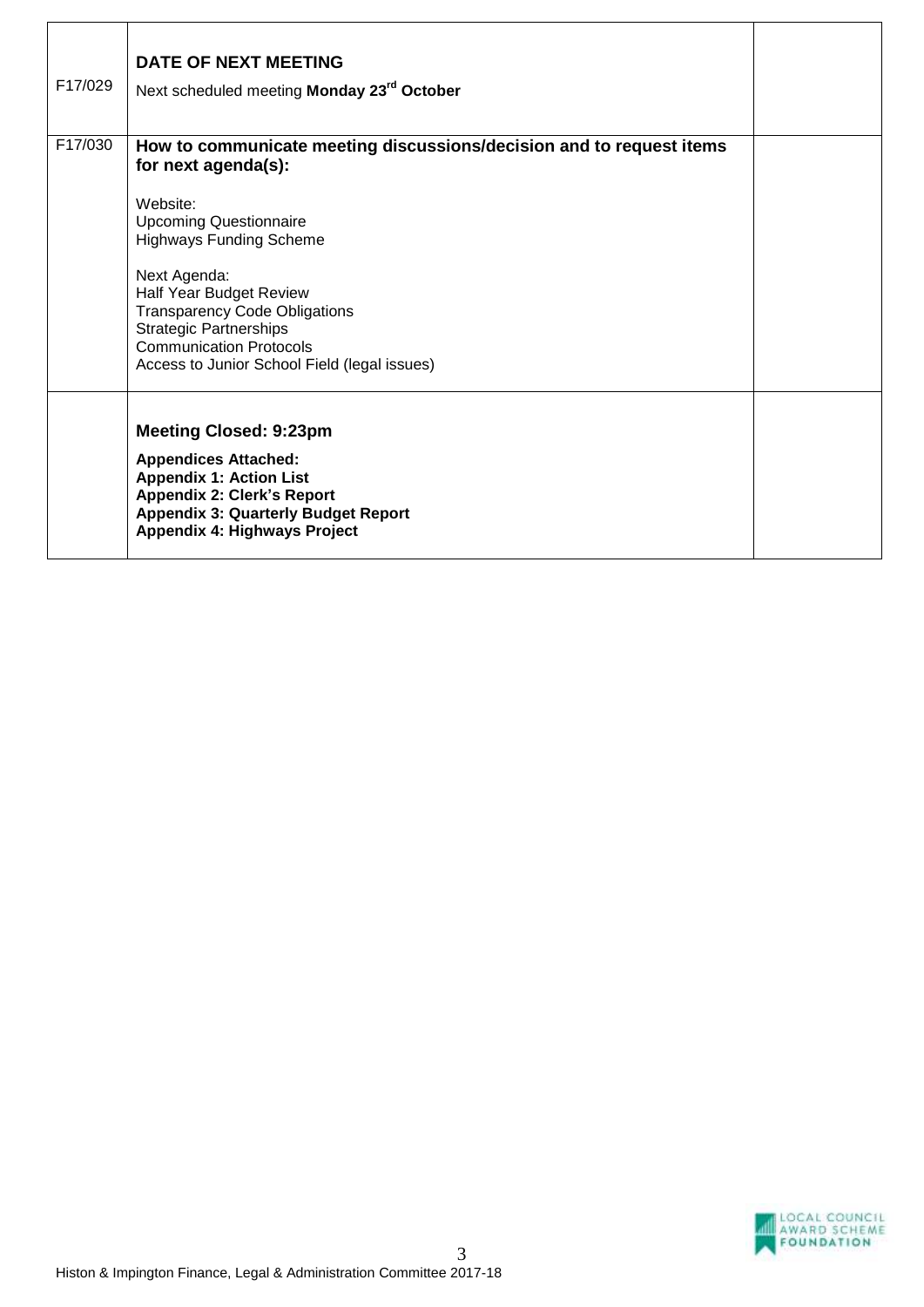| | | |
|---|---|---|
| F17/029 | **DATE OF NEXT MEETING**<br>Next scheduled meeting **Monday 23rd October** | |
| F17/030 | **How to communicate meeting discussions/decision and to request items for next agenda(s):**<br><br>Website:<br>Upcoming Questionnaire<br>Highways Funding Scheme<br><br>Next Agenda:<br>Half Year Budget Review<br>Transparency Code Obligations<br>Strategic Partnerships<br>Communication Protocols<br>Access to Junior School Field (legal issues) | |
| | **Meeting Closed: 9:23pm**<br><br>**Appendices Attached:**<br>**Appendix 1: Action List**<br>**Appendix 2: Clerk's Report**<br>**Appendix 3: Quarterly Budget Report**<br>**Appendix 4: Highways Project** | |